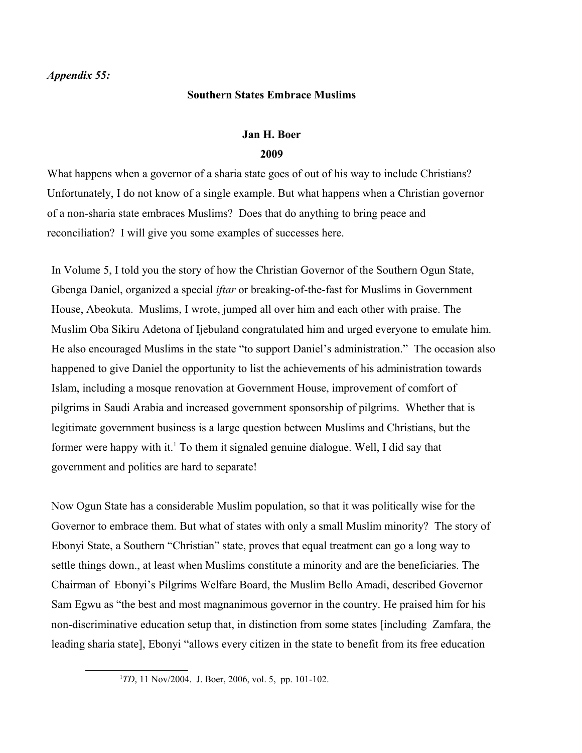***Appendix 55:***

## Southern States Embrace Muslims

**Jan H. Boer**

**2009**

What happens when a governor of a sharia state goes of out of his way to include Christians? Unfortunately, I do not know of a single example. But what happens when a Christian governor of a non-sharia state embraces Muslims? Does that do anything to bring peace and reconciliation? I will give you some examples of successes here.

In Volume 5, I told you the story of how the Christian Governor of the Southern Ogun State, Gbenga Daniel, organized a special *iftar* or breaking-of-the-fast for Muslims in Government House, Abeokuta. Muslims, I wrote, jumped all over him and each other with praise. The Muslim Oba Sikiru Adetona of Ijebuland congratulated him and urged everyone to emulate him. He also encouraged Muslims in the state "to support Daniel's administration." The occasion also happened to give Daniel the opportunity to list the achievements of his administration towards Islam, including a mosque renovation at Government House, improvement of comfort of pilgrims in Saudi Arabia and increased government sponsorship of pilgrims. Whether that is legitimate government business is a large question between Muslims and Christians, but the former were happy with it.[1] To them it signaled genuine dialogue. Well, I did say that government and politics are hard to separate!

Now Ogun State has a considerable Muslim population, so that it was politically wise for the Governor to embrace them. But what of states with only a small Muslim minority? The story of Ebonyi State, a Southern "Christian" state, proves that equal treatment can go a long way to settle things down., at least when Muslims constitute a minority and are the beneficiaries. The Chairman of Ebonyi's Pilgrims Welfare Board, the Muslim Bello Amadi, described Governor Sam Egwu as "the best and most magnanimous governor in the country. He praised him for his non-discriminative education setup that, in distinction from some states [including Zamfara, the leading sharia state], Ebonyi "allows every citizen in the state to benefit from its free education

[1] *TD*, 11 Nov/2004. J. Boer, 2006, vol. 5, pp. 101-102.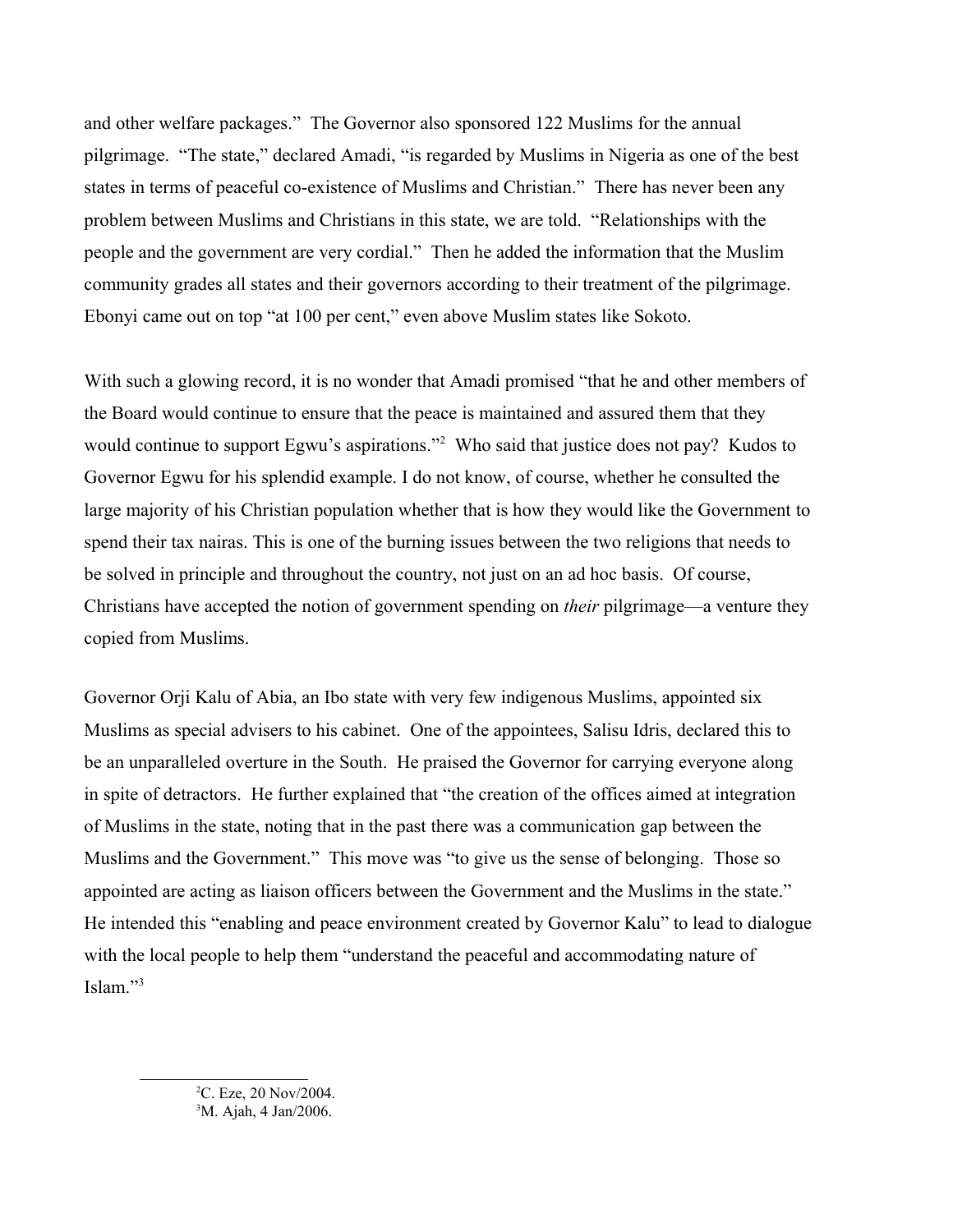and other welfare packages." The Governor also sponsored 122 Muslims for the annual pilgrimage. "The state," declared Amadi, "is regarded by Muslims in Nigeria as one of the best states in terms of peaceful co-existence of Muslims and Christian." There has never been any problem between Muslims and Christians in this state, we are told. "Relationships with the people and the government are very cordial." Then he added the information that the Muslim community grades all states and their governors according to their treatment of the pilgrimage. Ebonyi came out on top "at 100 per cent," even above Muslim states like Sokoto.

With such a glowing record, it is no wonder that Amadi promised "that he and other members of the Board would continue to ensure that the peace is maintained and assured them that they would continue to support Egwu's aspirations."[2] Who said that justice does not pay? Kudos to Governor Egwu for his splendid example. I do not know, of course, whether he consulted the large majority of his Christian population whether that is how they would like the Government to spend their tax nairas. This is one of the burning issues between the two religions that needs to be solved in principle and throughout the country, not just on an ad hoc basis. Of course, Christians have accepted the notion of government spending on *their* pilgrimage—a venture they copied from Muslims.

Governor Orji Kalu of Abia, an Ibo state with very few indigenous Muslims, appointed six Muslims as special advisers to his cabinet. One of the appointees, Salisu Idris, declared this to be an unparalleled overture in the South. He praised the Governor for carrying everyone along in spite of detractors. He further explained that "the creation of the offices aimed at integration of Muslims in the state, noting that in the past there was a communication gap between the Muslims and the Government." This move was "to give us the sense of belonging. Those so appointed are acting as liaison officers between the Government and the Muslims in the state." He intended this "enabling and peace environment created by Governor Kalu" to lead to dialogue with the local people to help them "understand the peaceful and accommodating nature of Islam."[3]

[2] C. Eze, 20 Nov/2004.

[3] M. Ajah, 4 Jan/2006.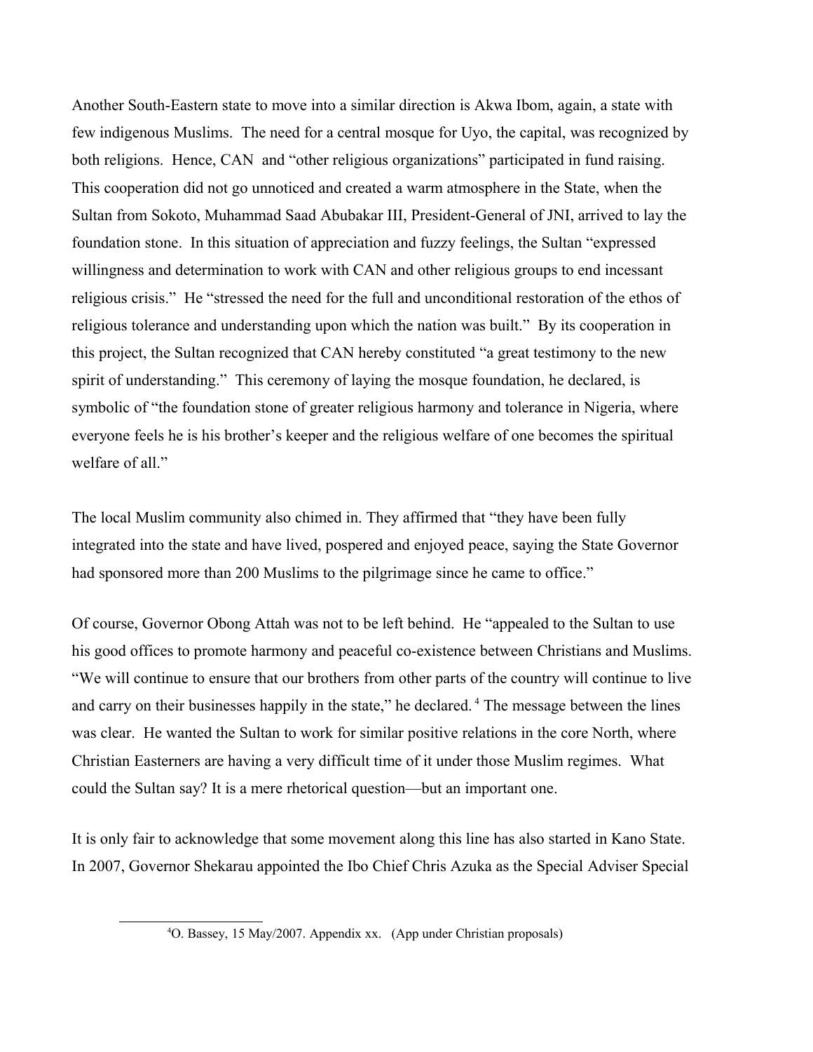Another South-Eastern state to move into a similar direction is Akwa Ibom, again, a state with few indigenous Muslims. The need for a central mosque for Uyo, the capital, was recognized by both religions. Hence, CAN and "other religious organizations" participated in fund raising. This cooperation did not go unnoticed and created a warm atmosphere in the State, when the Sultan from Sokoto, Muhammad Saad Abubakar III, President-General of JNI, arrived to lay the foundation stone. In this situation of appreciation and fuzzy feelings, the Sultan "expressed willingness and determination to work with CAN and other religious groups to end incessant religious crisis." He "stressed the need for the full and unconditional restoration of the ethos of religious tolerance and understanding upon which the nation was built." By its cooperation in this project, the Sultan recognized that CAN hereby constituted "a great testimony to the new spirit of understanding." This ceremony of laying the mosque foundation, he declared, is symbolic of "the foundation stone of greater religious harmony and tolerance in Nigeria, where everyone feels he is his brother's keeper and the religious welfare of one becomes the spiritual welfare of all."

The local Muslim community also chimed in. They affirmed that "they have been fully integrated into the state and have lived, pospered and enjoyed peace, saying the State Governor had sponsored more than 200 Muslims to the pilgrimage since he came to office."

Of course, Governor Obong Attah was not to be left behind. He "appealed to the Sultan to use his good offices to promote harmony and peaceful co-existence between Christians and Muslims. "We will continue to ensure that our brothers from other parts of the country will continue to live and carry on their businesses happily in the state," he declared.[4] The message between the lines was clear. He wanted the Sultan to work for similar positive relations in the core North, where Christian Easterners are having a very difficult time of it under those Muslim regimes. What could the Sultan say? It is a mere rhetorical question—but an important one.

It is only fair to acknowledge that some movement along this line has also started in Kano State. In 2007, Governor Shekarau appointed the Ibo Chief Chris Azuka as the Special Adviser Special

[4]O. Bassey, 15 May/2007. Appendix xx. (App under Christian proposals)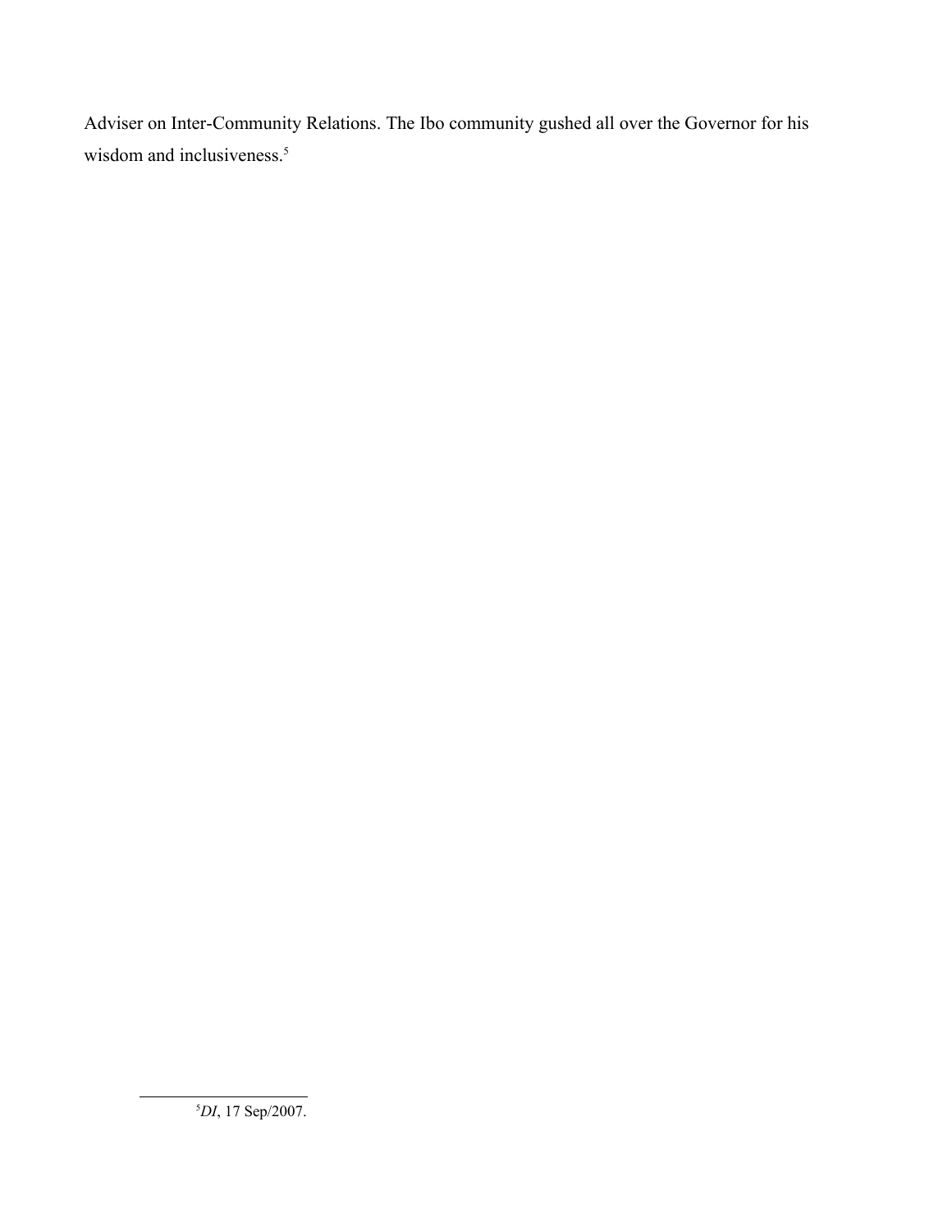Adviser on Inter-Community Relations. The Ibo community gushed all over the Governor for his wisdom and inclusiveness.[5]

---

[5] *DI*, 17 Sep/2007.